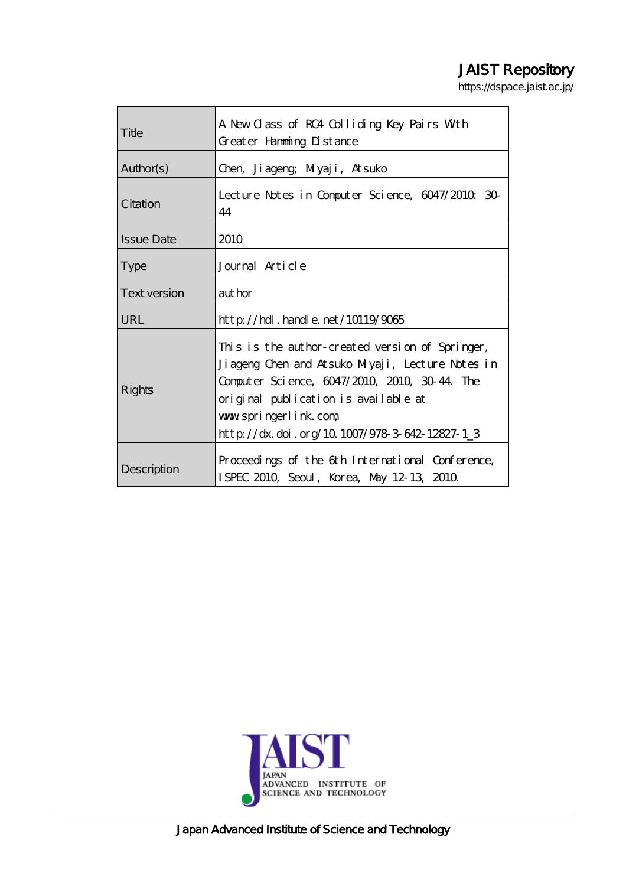# JAIST Repository

https://dspace.jaist.ac.jp/

| | |
|---|---|
| Title | A New Class of RC4 Colliding Key Pairs With Greater Hamming Distance |
| Author(s) | Chen, Jiageng; Miyaji, Atsuko |
| Citation | Lecture Notes in Computer Science, 6047/2010: 30-44 |
| Issue Date | 2010 |
| Type | Journal Article |
| Text version | author |
| URL | http://hdl.handle.net/10119/9065 |
| Rights | This is the author-created version of Springer, Jiageng Chen and Atsuko Miyaji, Lecture Notes in Computer Science, 6047/2010, 2010, 30-44. The original publication is available at www.springerlink.com, http://dx.doi.org/10.1007/978-3-642-12827-1_3 |
| Description | Proceedings of the 6th International Conference, ISPEC 2010, Seoul, Korea, May 12-13, 2010. |

JAPAN ADVANCED INSTITUTE OF SCIENCE AND TECHNOLOGY

Japan Advanced Institute of Science and Technology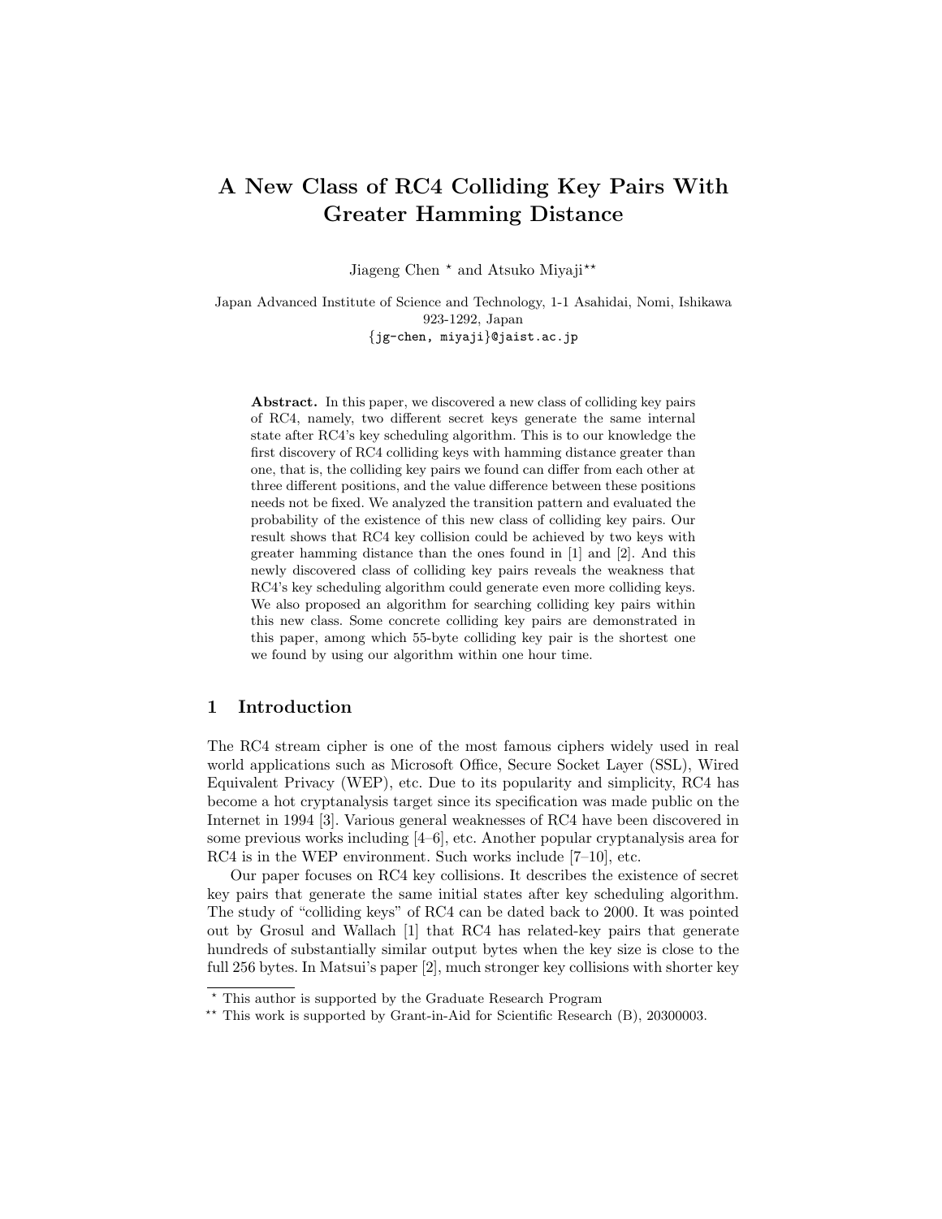# A New Class of RC4 Colliding Key Pairs With Greater Hamming Distance

Jiageng Chen * and Atsuko Miyaji**

Japan Advanced Institute of Science and Technology, 1-1 Asahidai, Nomi, Ishikawa 923-1292, Japan
{jg-chen, miyaji}@jaist.ac.jp

**Abstract.** In this paper, we discovered a new class of colliding key pairs of RC4, namely, two different secret keys generate the same internal state after RC4's key scheduling algorithm. This is to our knowledge the first discovery of RC4 colliding keys with hamming distance greater than one, that is, the colliding key pairs we found can differ from each other at three different positions, and the value difference between these positions needs not be fixed. We analyzed the transition pattern and evaluated the probability of the existence of this new class of colliding key pairs. Our result shows that RC4 key collision could be achieved by two keys with greater hamming distance than the ones found in [1] and [2]. And this newly discovered class of colliding key pairs reveals the weakness that RC4's key scheduling algorithm could generate even more colliding keys. We also proposed an algorithm for searching colliding key pairs within this new class. Some concrete colliding key pairs are demonstrated in this paper, among which 55-byte colliding key pair is the shortest one we found by using our algorithm within one hour time.

## 1 Introduction

The RC4 stream cipher is one of the most famous ciphers widely used in real world applications such as Microsoft Office, Secure Socket Layer (SSL), Wired Equivalent Privacy (WEP), etc. Due to its popularity and simplicity, RC4 has become a hot cryptanalysis target since its specification was made public on the Internet in 1994 [3]. Various general weaknesses of RC4 have been discovered in some previous works including [4–6], etc. Another popular cryptanalysis area for RC4 is in the WEP environment. Such works include [7–10], etc.

Our paper focuses on RC4 key collisions. It describes the existence of secret key pairs that generate the same initial states after key scheduling algorithm. The study of "colliding keys" of RC4 can be dated back to 2000. It was pointed out by Grosul and Wallach [1] that RC4 has related-key pairs that generate hundreds of substantially similar output bytes when the key size is close to the full 256 bytes. In Matsui's paper [2], much stronger key collisions with shorter key

---

* This author is supported by the Graduate Research Program

** This work is supported by Grant-in-Aid for Scientific Research (B), 20300003.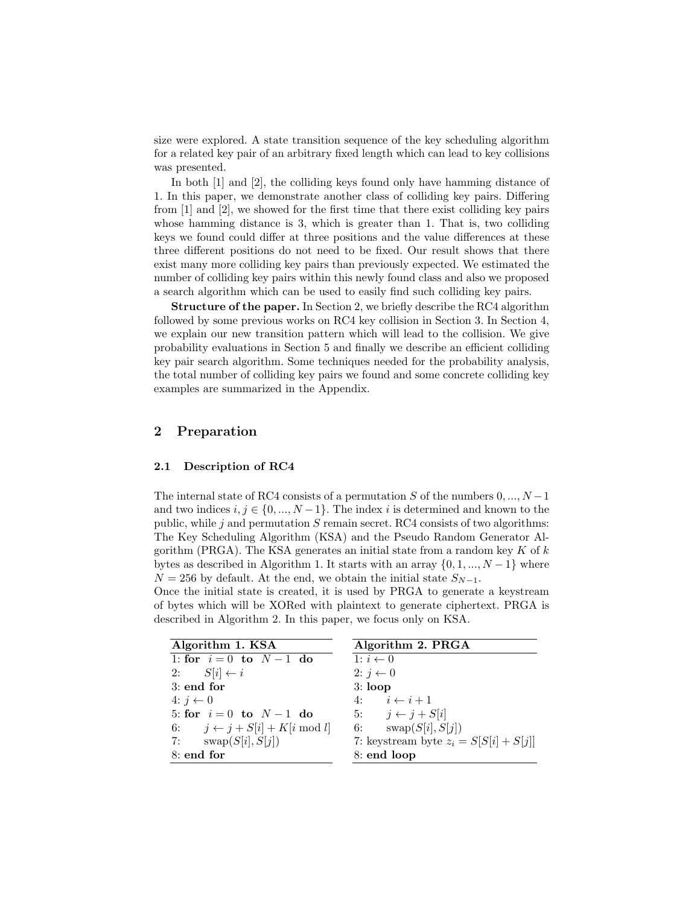size were explored. A state transition sequence of the key scheduling algorithm for a related key pair of an arbitrary fixed length which can lead to key collisions was presented.

In both [1] and [2], the colliding keys found only have hamming distance of 1. In this paper, we demonstrate another class of colliding key pairs. Differing from [1] and [2], we showed for the first time that there exist colliding key pairs whose hamming distance is 3, which is greater than 1. That is, two colliding keys we found could differ at three positions and the value differences at these three different positions do not need to be fixed. Our result shows that there exist many more colliding key pairs than previously expected. We estimated the number of colliding key pairs within this newly found class and also we proposed a search algorithm which can be used to easily find such colliding key pairs.

**Structure of the paper.** In Section 2, we briefly describe the RC4 algorithm followed by some previous works on RC4 key collision in Section 3. In Section 4, we explain our new transition pattern which will lead to the collision. We give probability evaluations in Section 5 and finally we describe an efficient colliding key pair search algorithm. Some techniques needed for the probability analysis, the total number of colliding key pairs we found and some concrete colliding key examples are summarized in the Appendix.

## 2 Preparation

### 2.1 Description of RC4

The internal state of RC4 consists of a permutation $S$ of the numbers $0, ..., N-1$ and two indices $i, j \in \{0, ..., N-1\}$. The index $i$ is determined and known to the public, while $j$ and permutation $S$ remain secret. RC4 consists of two algorithms: The Key Scheduling Algorithm (KSA) and the Pseudo Random Generator Algorithm (PRGA). The KSA generates an initial state from a random key $K$ of $k$ bytes as described in Algorithm 1. It starts with an array $\{0, 1, ..., N-1\}$ where $N = 256$ by default. At the end, we obtain the initial state $S_{N-1}$.
Once the initial state is created, it is used by PRGA to generate a keystream of bytes which will be XORed with plaintext to generate ciphertext. PRGA is described in Algorithm 2. In this paper, we focus only on KSA.

| **Algorithm 1. KSA** |
| --- |
| 1: **for** $i = 0$ **to** $N-1$ **do** |
| 2: $S[i] \leftarrow i$ |
| 3: **end for** |
| 4: $j \leftarrow 0$ |
| 5: **for** $i = 0$ **to** $N-1$ **do** |
| 6: $j \leftarrow j + S[i] + K[i \bmod l]$ |
| 7: swap$(S[i], S[j])$ |
| 8: **end for** |

| **Algorithm 2. PRGA** |
| --- |
| 1: $i \leftarrow 0$ |
| 2: $j \leftarrow 0$ |
| 3: **loop** |
| 4: $i \leftarrow i + 1$ |
| 5: $j \leftarrow j + S[i]$ |
| 6: swap$(S[i], S[j])$ |
| 7: keystream byte $z_i = S[S[i] + S[j]]$ |
| 8: **end loop** |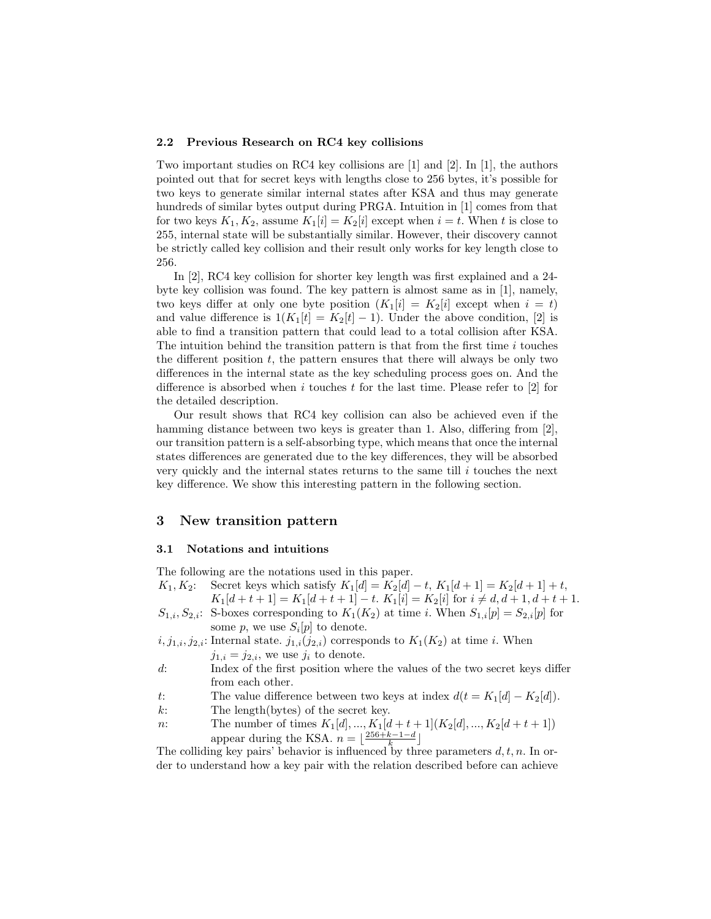### 2.2 Previous Research on RC4 key collisions

Two important studies on RC4 key collisions are [1] and [2]. In [1], the authors pointed out that for secret keys with lengths close to 256 bytes, it's possible for two keys to generate similar internal states after KSA and thus may generate hundreds of similar bytes output during PRGA. Intuition in [1] comes from that for two keys $K_1, K_2$, assume $K_1[i] = K_2[i]$ except when $i = t$. When $t$ is close to 255, internal state will be substantially similar. However, their discovery cannot be strictly called key collision and their result only works for key length close to 256.

In [2], RC4 key collision for shorter key length was first explained and a 24-byte key collision was found. The key pattern is almost same as in [1], namely, two keys differ at only one byte position ($K_1[i] = K_2[i]$ except when $i = t$) and value difference is $1(K_1[t] = K_2[t] - 1)$. Under the above condition, [2] is able to find a transition pattern that could lead to a total collision after KSA. The intuition behind the transition pattern is that from the first time $i$ touches the different position $t$, the pattern ensures that there will always be only two differences in the internal state as the key scheduling process goes on. And the difference is absorbed when $i$ touches $t$ for the last time. Please refer to [2] for the detailed description.

Our result shows that RC4 key collision can also be achieved even if the hamming distance between two keys is greater than 1. Also, differing from [2], our transition pattern is a self-absorbing type, which means that once the internal states differences are generated due to the key differences, they will be absorbed very quickly and the internal states returns to the same till $i$ touches the next key difference. We show this interesting pattern in the following section.

## 3 New transition pattern

### 3.1 Notations and intuitions

The following are the notations used in this paper.

- $K_1, K_2$: Secret keys which satisfy $K_1[d] = K_2[d] - t$, $K_1[d+1] = K_2[d+1] + t$, $K_1[d+t+1] = K_1[d+t+1] - t$. $K_1[i] = K_2[i]$ for $i \neq d, d+1, d+t+1$.
- $S_{1,i}, S_{2,i}$: S-boxes corresponding to $K_1(K_2)$ at time $i$. When $S_{1,i}[p] = S_{2,i}[p]$ for some $p$, we use $S_i[p]$ to denote.
- $i, j_{1,i}, j_{2,i}$: Internal state. $j_{1,i}(j_{2,i})$ corresponds to $K_1(K_2)$ at time $i$. When $j_{1,i} = j_{2,i}$, we use $j_i$ to denote.
- $d$: Index of the first position where the values of the two secret keys differ from each other.
- $t$: The value difference between two keys at index $d(t = K_1[d] - K_2[d])$.
- $k$: The length(bytes) of the secret key.
- $n$: The number of times $K_1[d], ..., K_1[d+t+1] (K_2[d], ..., K_2[d+t+1])$ appear during the KSA. $n = \lfloor \frac{256+k-1-d}{k} \rfloor$

The colliding key pairs' behavior is influenced by three parameters $d, t, n$. In order to understand how a key pair with the relation described before can achieve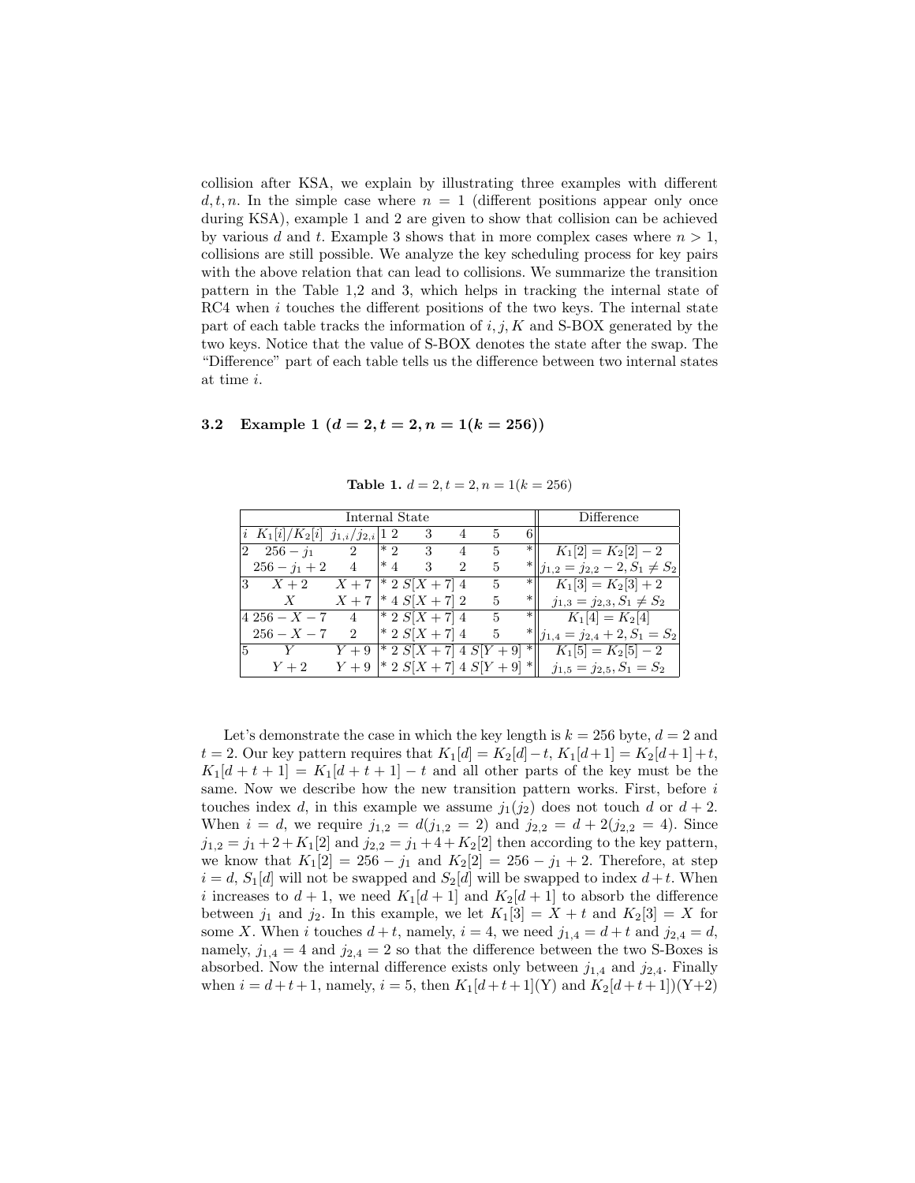collision after KSA, we explain by illustrating three examples with different $d, t, n$. In the simple case where $n = 1$ (different positions appear only once during KSA), example 1 and 2 are given to show that collision can be achieved by various $d$ and $t$. Example 3 shows that in more complex cases where $n > 1$, collisions are still possible. We analyze the key scheduling process for key pairs with the above relation that can lead to collisions. We summarize the transition pattern in the Table 1,2 and 3, which helps in tracking the internal state of RC4 when $i$ touches the different positions of the two keys. The internal state part of each table tracks the information of $i, j, K$ and S-BOX generated by the two keys. Notice that the value of S-BOX denotes the state after the swap. The "Difference" part of each table tells us the difference between two internal states at time $i$.

### 3.2 Example 1 ($d = 2, t = 2, n = 1(k = 256)$)

**Table 1.** $d = 2, t = 2, n = 1(k = 256)$

| Internal State | | | | | | | | | Difference |
|---|---|---|---|---|---|---|---|---|---|
| $i$ | $K_1[i]/K_2[i]$ | $j_{1,i}/j_{2,i}$ | 1 | 2 | 3 | 4 | 5 | 6 | |
| 2 | $256 - j_1$ | 2 | * | 2 | 3 | 4 | 5 | * | $K_1[2] = K_2[2] - 2$ |
| | $256 - j_1 + 2$ | 4 | * | 4 | 3 | 2 | 5 | * | $j_{1,2} = j_{2,2} - 2, S_1 \neq S_2$ |
| 3 | $X + 2$ | $X + 7$ | * | 2 | $S[X + 7]$ | 4 | 5 | * | $K_1[3] = K_2[3] + 2$ |
| | $X$ | $X + 7$ | * | 4 | $S[X + 7]$ | 2 | 5 | * | $j_{1,3} = j_{2,3}, S_1 \neq S_2$ |
| 4 | $256 - X - 7$ | 4 | * | 2 | $S[X + 7]$ | 4 | 5 | * | $K_1[4] = K_2[4]$ |
| | $256 - X - 7$ | 2 | * | 2 | $S[X + 7]$ | 4 | 5 | * | $j_{1,4} = j_{2,4} + 2, S_1 = S_2$ |
| 5 | $Y$ | $Y + 9$ | * | 2 | $S[X + 7]$ | 4 | $S[Y + 9]$ | * | $K_1[5] = K_2[5] - 2$ |
| | $Y + 2$ | $Y + 9$ | * | 2 | $S[X + 7]$ | 4 | $S[Y + 9]$ | * | $j_{1,5} = j_{2,5}, S_1 = S_2$ |

Let's demonstrate the case in which the key length is $k = 256$ byte, $d = 2$ and $t = 2$. Our key pattern requires that $K_1[d] = K_2[d] - t$, $K_1[d+1] = K_2[d+1] + t$, $K_1[d + t + 1] = K_1[d + t + 1] - t$ and all other parts of the key must be the same. Now we describe how the new transition pattern works. First, before $i$ touches index $d$, in this example we assume $j_1(j_2)$ does not touch $d$ or $d + 2$. When $i = d$, we require $j_{1,2} = d(j_{1,2} = 2)$ and $j_{2,2} = d + 2(j_{2,2} = 4)$. Since $j_{1,2} = j_1 + 2 + K_1[2]$ and $j_{2,2} = j_1 + 4 + K_2[2]$ then according to the key pattern, we know that $K_1[2] = 256 - j_1$ and $K_2[2] = 256 - j_1 + 2$. Therefore, at step $i = d$, $S_1[d]$ will not be swapped and $S_2[d]$ will be swapped to index $d + t$. When $i$ increases to $d + 1$, we need $K_1[d + 1]$ and $K_2[d + 1]$ to absorb the difference between $j_1$ and $j_2$. In this example, we let $K_1[3] = X + t$ and $K_2[3] = X$ for some $X$. When $i$ touches $d + t$, namely, $i = 4$, we need $j_{1,4} = d + t$ and $j_{2,4} = d$, namely, $j_{1,4} = 4$ and $j_{2,4} = 2$ so that the difference between the two S-Boxes is absorbed. Now the internal difference exists only between $j_{1,4}$ and $j_{2,4}$. Finally when $i = d + t + 1$, namely, $i = 5$, then $K_1[d + t + 1]$(Y) and $K_2[d + t + 1]$)(Y+2)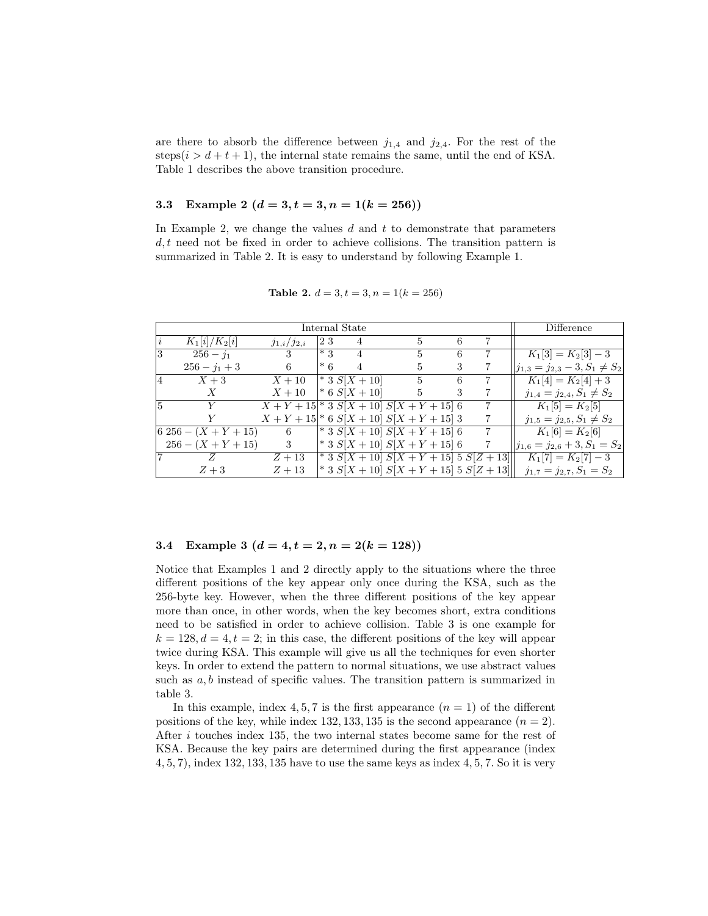are there to absorb the difference between $j_{1,4}$ and $j_{2,4}$. For the rest of the steps($i > d + t + 1$), the internal state remains the same, until the end of KSA. Table 1 describes the above transition procedure.

### 3.3 Example 2 ($d = 3, t = 3, n = 1(k = 256)$)

In Example 2, we change the values $d$ and $t$ to demonstrate that parameters $d, t$ need not be fixed in order to achieve collisions. The transition pattern is summarized in Table 2. It is easy to understand by following Example 1.

**Table 2.** $d = 3, t = 3, n = 1(k = 256)$

| Internal State | | | | | | | | | Difference |
|---|---|---|---|---|---|---|---|---|---|
| $i$ | $K_1[i]/K_2[i]$ | $j_{1,i}/j_{2,i}$ | 2 | 3 | 4 | 5 | 6 | 7 | |
| 3 | $256 - j_1$ | 3 | * | 3 | 4 | 5 | 6 | 7 | $K_1[3] = K_2[3] - 3$ |
| | $256 - j_1 + 3$ | 6 | * | 6 | 4 | 5 | 3 | 7 | $j_{1,3} = j_{2,3} - 3, S_1 \neq S_2$ |
| 4 | $X + 3$ | $X + 10$ | * | 3 | $S[X + 10]$ | 5 | 6 | 7 | $K_1[4] = K_2[4] + 3$ |
| | $X$ | $X + 10$ | * | 6 | $S[X + 10]$ | 5 | 3 | 7 | $j_{1,4} = j_{2,4}, S_1 \neq S_2$ |
| 5 | $Y$ | $X + Y + 15$ | * | 3 | $S[X + 10]$ | $S[X + Y + 15]$ | 6 | 7 | $K_1[5] = K_2[5]$ |
| | $Y$ | $X + Y + 15$ | * | 6 | $S[X + 10]$ | $S[X + Y + 15]$ | 3 | 7 | $j_{1,5} = j_{2,5}, S_1 \neq S_2$ |
| 6 | $256 - (X + Y + 15)$ | 6 | * | 3 | $S[X + 10]$ | $S[X + Y + 15]$ | 6 | 7 | $K_1[6] = K_2[6]$ |
| | $256 - (X + Y + 15)$ | 3 | * | 3 | $S[X + 10]$ | $S[X + Y + 15]$ | 6 | 7 | $j_{1,6} = j_{2,6} + 3, S_1 = S_2$ |
| 7 | $Z$ | $Z + 13$ | * | 3 | $S[X + 10]$ | $S[X + Y + 15]$ | 5 | $S[Z + 13]$ | $K_1[7] = K_2[7] - 3$ |
| | $Z + 3$ | $Z + 13$ | * | 3 | $S[X + 10]$ | $S[X + Y + 15]$ | 5 | $S[Z + 13]$ | $j_{1,7} = j_{2,7}, S_1 = S_2$ |

### 3.4 Example 3 ($d = 4, t = 2, n = 2(k = 128)$)

Notice that Examples 1 and 2 directly apply to the situations where the three different positions of the key appear only once during the KSA, such as the 256-byte key. However, when the three different positions of the key appear more than once, in other words, when the key becomes short, extra conditions need to be satisfied in order to achieve collision. Table 3 is one example for $k = 128, d = 4, t = 2$; in this case, the different positions of the key will appear twice during KSA. This example will give us all the techniques for even shorter keys. In order to extend the pattern to normal situations, we use abstract values such as $a, b$ instead of specific values. The transition pattern is summarized in table 3.

In this example, index 4, 5, 7 is the first appearance ($n = 1$) of the different positions of the key, while index 132, 133, 135 is the second appearance ($n = 2$). After $i$ touches index 135, the two internal states become same for the rest of KSA. Because the key pairs are determined during the first appearance (index 4, 5, 7), index 132, 133, 135 have to use the same keys as index 4, 5, 7. So it is very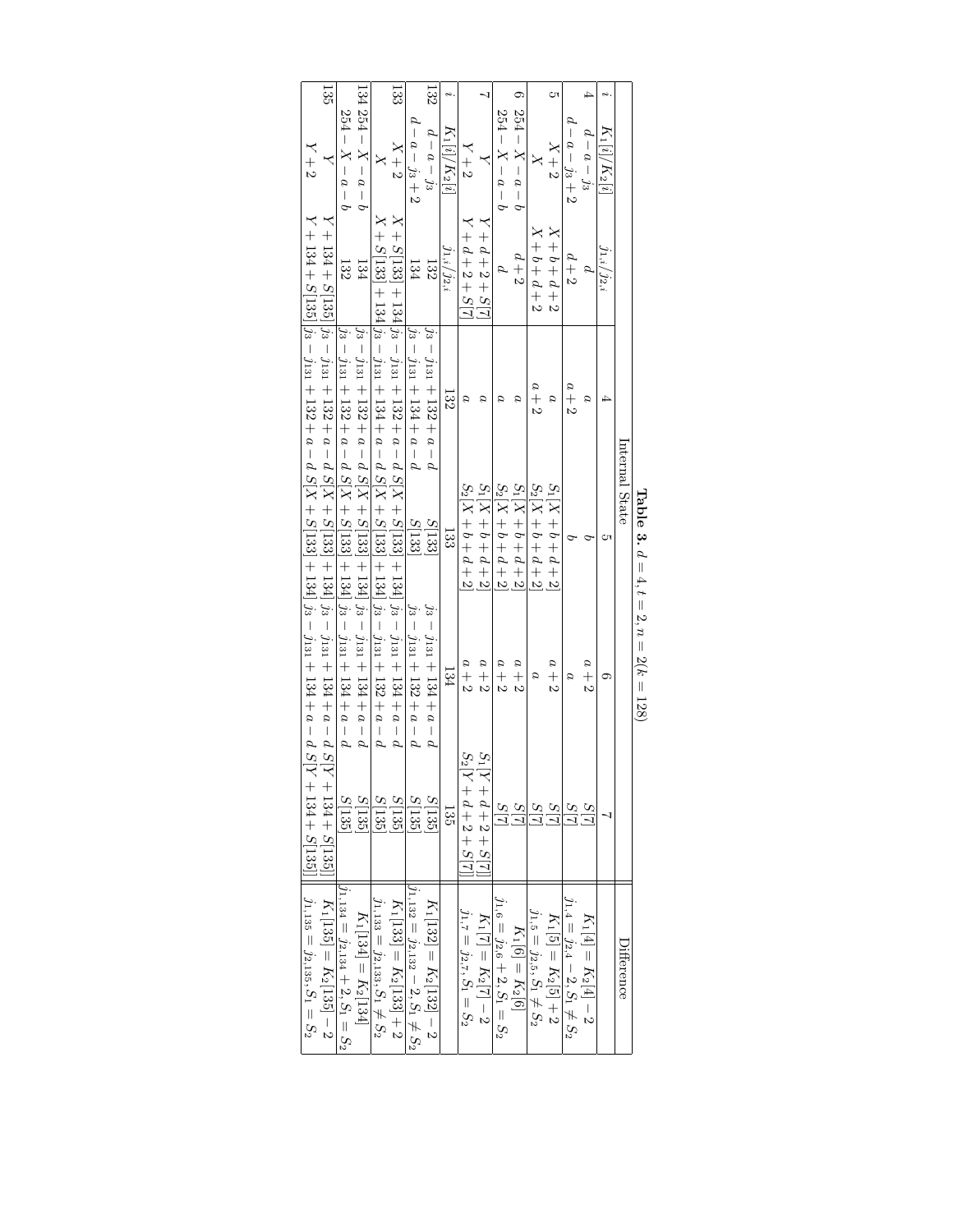**Table 3.** $d = 4, t = 2, n = 2(k = 128)$

| $i$ | $K_1[i]/K_2[i]$ | $j_{1,i}/j_{2,i}$ | Internal State | | | | Difference |
|---|---|---|---|---|---|---|---|
| | | | 4 | 5 | 6 | 7 | |
| 4 | $d-a-j_3$ | $d$ | $a$ | $b$ | $a+2$ | $S[7]$ | $K_1[4] = K_2[4] - 2$ |
| | $d-a-j_3+2$ | $d+2$ | $a+2$ | $b$ | $a$ | $S[7]$ | $j_{1,4} = j_{2,4} - 2, S_1 \neq S_2$ |
| 5 | $X+2$ | $X+b+d+2$ | $a$ | $S_1[X+b+d+2]$ | $a+2$ | $S[7]$ | $K_1[5] = K_2[5] + 2$ |
| | $X$ | $X+b+d+2$ | $a+2$ | $S_2[X+b+d+2]$ | $a$ | $S[7]$ | $j_{1,5} = j_{2,5}, S_1 \neq S_2$ |
| 6 | $254-X-a-b$ | $d+2$ | $a$ | $S_1[X+b+d+2]$ | $a+2$ | $S[7]$ | $K_1[6] = K_2[6]$ |
| | $254-X-a-b$ | $d$ | $a$ | $S_2[X+b+d+2]$ | $a+2$ | $S[7]$ | $j_{1,6} = j_{2,6} + 2, S_1 = S_2$ |
| 7 | $Y$ | $Y+d+2+S[7]$ | $a$ | $S_1[X+b+d+2]$ | $a+2$ | $S_1[Y+d+2+S[7]]$ | $K_1[7] = K_2[7] - 2$ |
| | $Y+2$ | $Y+d+2+S[7]$ | $a$ | $S_2[X+b+d+2]$ | $a+2$ | $S_2[Y+d+2+S[7]]$ | $j_{1,7} = j_{2,7}, S_1 = S_2$ |
| $i$ | $K_1[i]/K_2[i]$ | $j_{1,i}/j_{2,i}$ | 132 | 133 | 134 | 135 | |
| 132 | $d-a-j_3$ | $132$ | $j_3-j_{131}+132+a-d$ | $S[133]$ | $j_3-j_{131}+134+a-d$ | $S[135]$ | $K_1[132] = K_2[132] - 2$ |
| | $d-a-j_3+2$ | $134$ | $j_3-j_{131}+134+a-d$ | $S[133]$ | $j_3-j_{131}+132+a-d$ | $S[135]$ | $j_{1,132} = j_{2,132} - 2, S_1 \neq S_2$ |
| 133 | $X+2$ | $X+S[133]+134$ | $j_3-j_{131}+132+a-d$ | $S[X+S[133]+134]$ | $j_3-j_{131}+134+a-d$ | $S[135]$ | $K_1[133] = K_2[133] + 2$ |
| | $X$ | $X+S[133]+134$ | $j_3-j_{131}+134+a-d$ | $S[X+S[133]+134]$ | $j_3-j_{131}+132+a-d$ | $S[135]$ | $j_{1,133} = j_{2,133}, S_1 \neq S_2$ |
| 134 | $254-X-a-b$ | $134$ | $j_3-j_{131}+132+a-d$ | $S[X+S[133]+134]$ | $j_3-j_{131}+134+a-d$ | $S[135]$ | $K_1[134] = K_2[134]$ |
| | $254-X-a-b$ | $132$ | $j_3-j_{131}+132+a-d$ | $S[X+S[133]+134]$ | $j_3-j_{131}+134+a-d$ | $S[135]$ | $j_{1,134} = j_{2,134} + 2, S_1 = S_2$ |
| 135 | $Y$ | $Y+134+S[135]$ | $j_3-j_{131}+132+a-d$ | $S[X+S[133]+134]$ | $j_3-j_{131}+134+a-d$ | $S[Y+134+S[135]]$ | $K_1[135] = K_2[135] - 2$ |
| | $Y+2$ | $Y+134+S[135]$ | $j_3-j_{131}+132+a-d$ | $S[X+S[133]+134]$ | $j_3-j_{131}+134+a-d$ | $S[Y+134+S[135]]$ | $j_{1,135} = j_{2,135}, S_1 = S_2$ |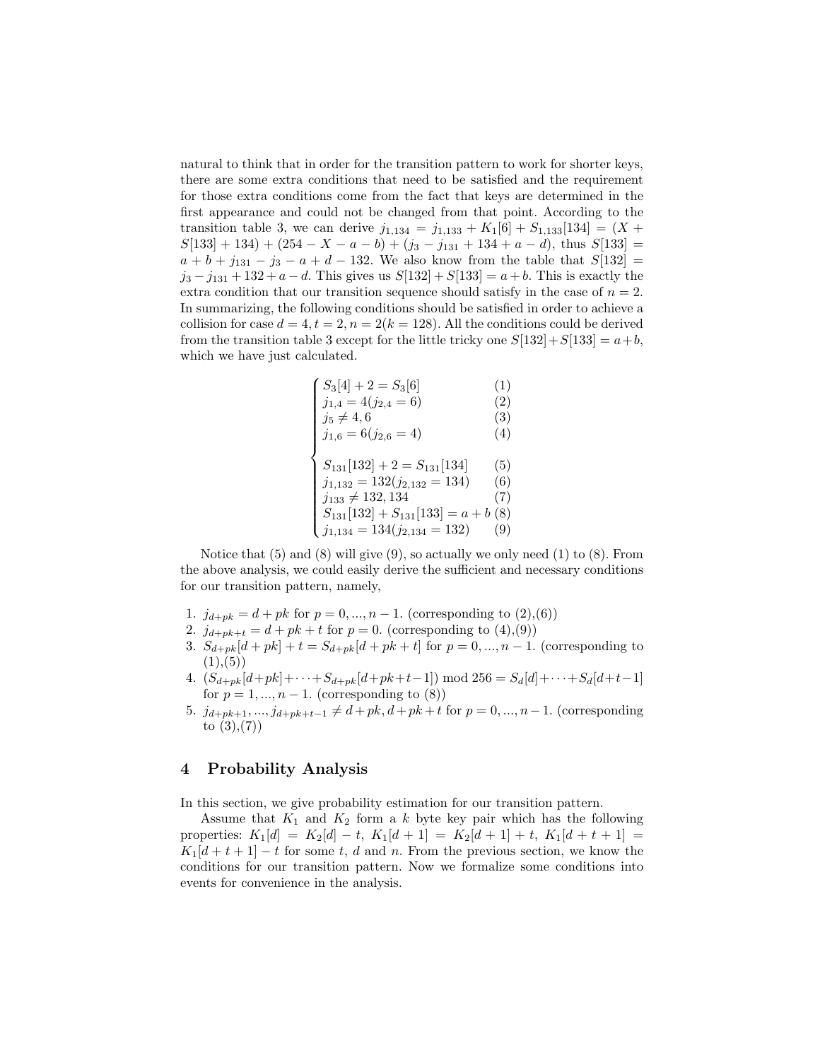natural to think that in order for the transition pattern to work for shorter keys, there are some extra conditions that need to be satisfied and the requirement for those extra conditions come from the fact that keys are determined in the first appearance and could not be changed from that point. According to the transition table 3, we can derive $j_{1,134} = j_{1,133} + K_1[6] + S_{1,133}[134] = (X + S[133] + 134) + (254 - X - a - b) + (j_3 - j_{131} + 134 + a - d)$, thus $S[133] = a + b + j_{131} - j_3 - a + d - 132$. We also know from the table that $S[132] = j_3 - j_{131} + 132 + a - d$. This gives us $S[132] + S[133] = a + b$. This is exactly the extra condition that our transition sequence should satisfy in the case of $n = 2$. In summarizing, the following conditions should be satisfied in order to achieve a collision for case $d = 4, t = 2, n = 2 (k = 128)$. All the conditions could be derived from the transition table 3 except for the little tricky one $S[132] + S[133] = a + b$, which we have just calculated.

$$
\begin{cases}
S_3[4] + 2 = S_3[6] & (1) \\
j_{1,4} = 4 (j_{2,4} = 6) & (2) \\
j_5 \neq 4, 6 & (3) \\
j_{1,6} = 6 (j_{2,6} = 4) & (4) \\
\\
S_{131}[132] + 2 = S_{131}[134] & (5) \\
j_{1,132} = 132 (j_{2,132} = 134) & (6) \\
j_{133} \neq 132, 134 & (7) \\
S_{131}[132] + S_{131}[133] = a + b & (8) \\
j_{1,134} = 134 (j_{2,134} = 132) & (9)
\end{cases}
$$

Notice that (5) and (8) will give (9), so actually we only need (1) to (8). From the above analysis, we could easily derive the sufficient and necessary conditions for our transition pattern, namely,

1. $j_{d+pk} = d + pk$ for $p = 0, ..., n-1$. (corresponding to (2),(6))
2. $j_{d+pk+t} = d + pk + t$ for $p = 0$. (corresponding to (4),(9))
3. $S_{d+pk}[d + pk] + t = S_{d+pk}[d + pk + t]$ for $p = 0, ..., n-1$. (corresponding to (1),(5))
4. $(S_{d+pk}[d+pk] + \cdots + S_{d+pk}[d+pk+t-1]) \bmod 256 = S_d[d] + \cdots + S_d[d+t-1]$ for $p = 1, ..., n-1$. (corresponding to (8))
5. $j_{d+pk+1}, ..., j_{d+pk+t-1} \neq d + pk, d + pk + t$ for $p = 0, ..., n-1$. (corresponding to (3),(7))

## 4 Probability Analysis

In this section, we give probability estimation for our transition pattern.

Assume that $K_1$ and $K_2$ form a $k$ byte key pair which has the following properties: $K_1[d] = K_2[d] - t$, $K_1[d+1] = K_2[d+1] + t$, $K_1[d+t+1] = K_1[d+t+1] - t$ for some $t$, $d$ and $n$. From the previous section, we know the conditions for our transition pattern. Now we formalize some conditions into events for convenience in the analysis.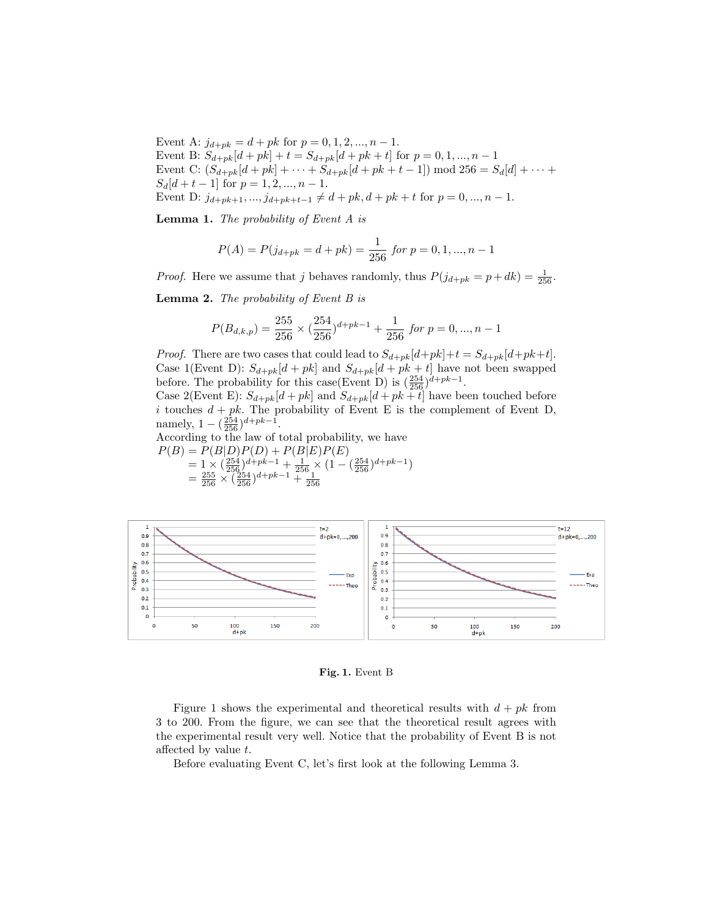Event A: $j_{d+pk} = d + pk$ for $p = 0, 1, 2, ..., n - 1$.
Event B: $S_{d+pk}[d + pk] + t = S_{d+pk}[d + pk + t]$ for $p = 0, 1, ..., n - 1$
Event C: $(S_{d+pk}[d + pk] + \cdots + S_{d+pk}[d + pk + t - 1]) \bmod 256 = S_d[d] + \cdots + S_d[d + t - 1]$ for $p = 1, 2, ..., n - 1$.
Event D: $j_{d+pk+1}, ..., j_{d+pk+t-1} \neq d + pk, d + pk + t$ for $p = 0, ..., n - 1$.

**Lemma 1.** *The probability of Event A is*

$$P(A) = P(j_{d+pk} = d + pk) = \frac{1}{256} \text{ for } p = 0, 1, ..., n - 1$$

*Proof.* Here we assume that $j$ behaves randomly, thus $P(j_{d+pk} = p + dk) = \frac{1}{256}$.

**Lemma 2.** *The probability of Event B is*

$$P(B_{d,k,p}) = \frac{255}{256} \times (\frac{254}{256})^{d+pk-1} + \frac{1}{256} \text{ for } p = 0, ..., n - 1$$

*Proof.* There are two cases that could lead to $S_{d+pk}[d+pk]+t = S_{d+pk}[d+pk+t]$.
Case 1(Event D): $S_{d+pk}[d + pk]$ and $S_{d+pk}[d + pk + t]$ have not been swapped before. The probability for this case(Event D) is $(\frac{254}{256})^{d+pk-1}$.
Case 2(Event E): $S_{d+pk}[d + pk]$ and $S_{d+pk}[d + pk + t]$ have been touched before $i$ touches $d + pk$. The probability of Event E is the complement of Event D, namely, $1 - (\frac{254}{256})^{d+pk-1}$.
According to the law of total probability, we have

$$\begin{aligned}
P(B) &= P(B|D)P(D) + P(B|E)P(E) \\
&= 1 \times (\tfrac{254}{256})^{d+pk-1} + \tfrac{1}{256} \times (1 - (\tfrac{254}{256})^{d+pk-1}) \\
&= \tfrac{255}{256} \times (\tfrac{254}{256})^{d+pk-1} + \tfrac{1}{256}
\end{aligned}$$

**Fig. 1.** Event B

Figure 1 shows the experimental and theoretical results with $d + pk$ from 3 to 200. From the figure, we can see that the theoretical result agrees with the experimental result very well. Notice that the probability of Event B is not affected by value $t$.

Before evaluating Event C, let's first look at the following Lemma 3.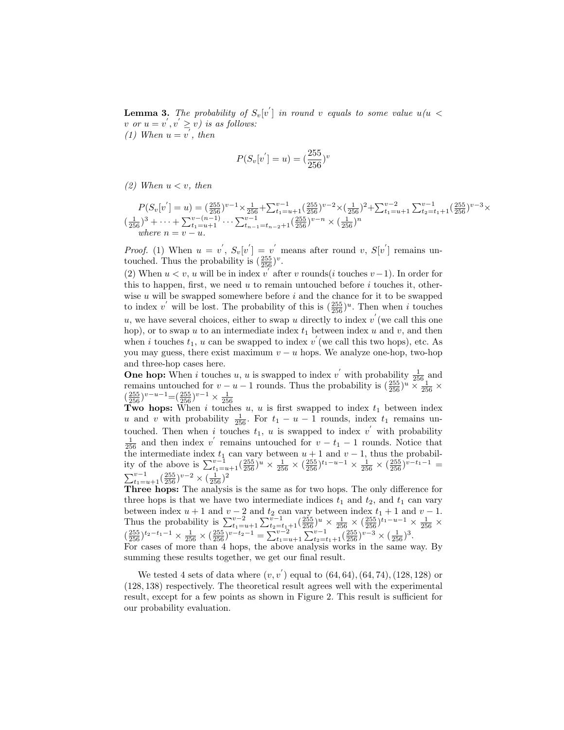**Lemma 3.** *The probability of $S_v[v^{'}]$ in round $v$ equals to some value $u$ ($u < v$ or $u = v^{'}, v^{'} \geq v$) is as follows:*
*(1) When $u = v^{'}$, then*

$$P(S_v[v^{'}] = u) = (\frac{255}{256})^v$$

*(2) When $u < v$, then*

$$P(S_v[v^{'}] = u) = (\tfrac{255}{256})^{v-1} \times \tfrac{1}{256} + \sum_{t_1=u+1}^{v-1} (\tfrac{255}{256})^{v-2} \times (\tfrac{1}{256})^2 + \sum_{t_1=u+1}^{v-2} \sum_{t_2=t_1+1}^{v-1} (\tfrac{255}{256})^{v-3} \times (\tfrac{1}{256})^3 + \cdots + \sum_{t_1=u+1}^{v-(n-1)} \cdots \sum_{t_{n-1}=t_{n-2}+1}^{v-1} (\tfrac{255}{256})^{v-n} \times (\tfrac{1}{256})^n$$

*where $n = v - u$.*

*Proof.* (1) When $u = v^{'}$, $S_v[v^{'}] = v^{'}$ means after round $v$, $S[v^{'}]$ remains untouched. Thus the probability is $(\frac{255}{256})^v$.
(2) When $u < v$, $u$ will be in index $v^{'}$ after $v$ rounds($i$ touches $v-1$). In order for this to happen, first, we need $u$ to remain untouched before $i$ touches it, otherwise $u$ will be swapped somewhere before $i$ and the chance for it to be swapped to index $v^{'}$ will be lost. The probability of this is $(\frac{255}{256})^u$. Then when $i$ touches $u$, we have several choices, either to swap $u$ directly to index $v^{'}$(we call this one hop), or to swap $u$ to an intermediate index $t_1$ between index $u$ and $v$, and then when $i$ touches $t_1$, $u$ can be swapped to index $v^{'}$(we call this two hops), etc. As you may guess, there exist maximum $v - u$ hops. We analyze one-hop, two-hop and three-hop cases here.
**One hop:** When $i$ touches $u$, $u$ is swapped to index $v^{'}$ with probability $\frac{1}{256}$ and remains untouched for $v - u - 1$ rounds. Thus the probability is $(\frac{255}{256})^u \times \frac{1}{256} \times (\frac{255}{256})^{v-u-1} = (\frac{255}{256})^{v-1} \times \frac{1}{256}$
**Two hops:** When $i$ touches $u$, $u$ is first swapped to index $t_1$ between index $u$ and $v$ with probability $\frac{1}{256}$. For $t_1 - u - 1$ rounds, index $t_1$ remains untouched. Then when $i$ touches $t_1$, $u$ is swapped to index $v^{'}$ with probability $\frac{1}{256}$ and then index $v^{'}$ remains untouched for $v - t_1 - 1$ rounds. Notice that the intermediate index $t_1$ can vary between $u+1$ and $v-1$, thus the probability of the above is $\sum_{t_1=u+1}^{v-1} (\frac{255}{256})^u \times \frac{1}{256} \times (\frac{255}{256})^{t_1-u-1} \times \frac{1}{256} \times (\frac{255}{256})^{v-t_1-1} = \sum_{t_1=u+1}^{v-1} (\frac{255}{256})^{v-2} \times (\frac{1}{256})^2$
**Three hops:** The analysis is the same as for two hops. The only difference for three hops is that we have two intermediate indices $t_1$ and $t_2$, and $t_1$ can vary between index $u+1$ and $v-2$ and $t_2$ can vary between index $t_1+1$ and $v-1$. Thus the probability is $\sum_{t_1=u+1}^{v-2} \sum_{t_2=t_1+1}^{v-1} (\frac{255}{256})^u \times \frac{1}{256} \times (\frac{255}{256})^{t_1-u-1} \times \frac{1}{256} \times (\frac{255}{256})^{t_2-t_1-1} \times \frac{1}{256} \times (\frac{255}{256})^{v-t_2-1} = \sum_{t_1=u+1}^{v-2} \sum_{t_2=t_1+1}^{v-1} (\frac{255}{256})^{v-3} \times (\frac{1}{256})^3$.
For cases of more than 4 hops, the above analysis works in the same way. By summing these results together, we get our final result.

We tested 4 sets of data where $(v, v^{'})$ equal to $(64, 64), (64, 74), (128, 128)$ or $(128, 138)$ respectively. The theoretical result agrees well with the experimental result, except for a few points as shown in Figure 2. This result is sufficient for our probability evaluation.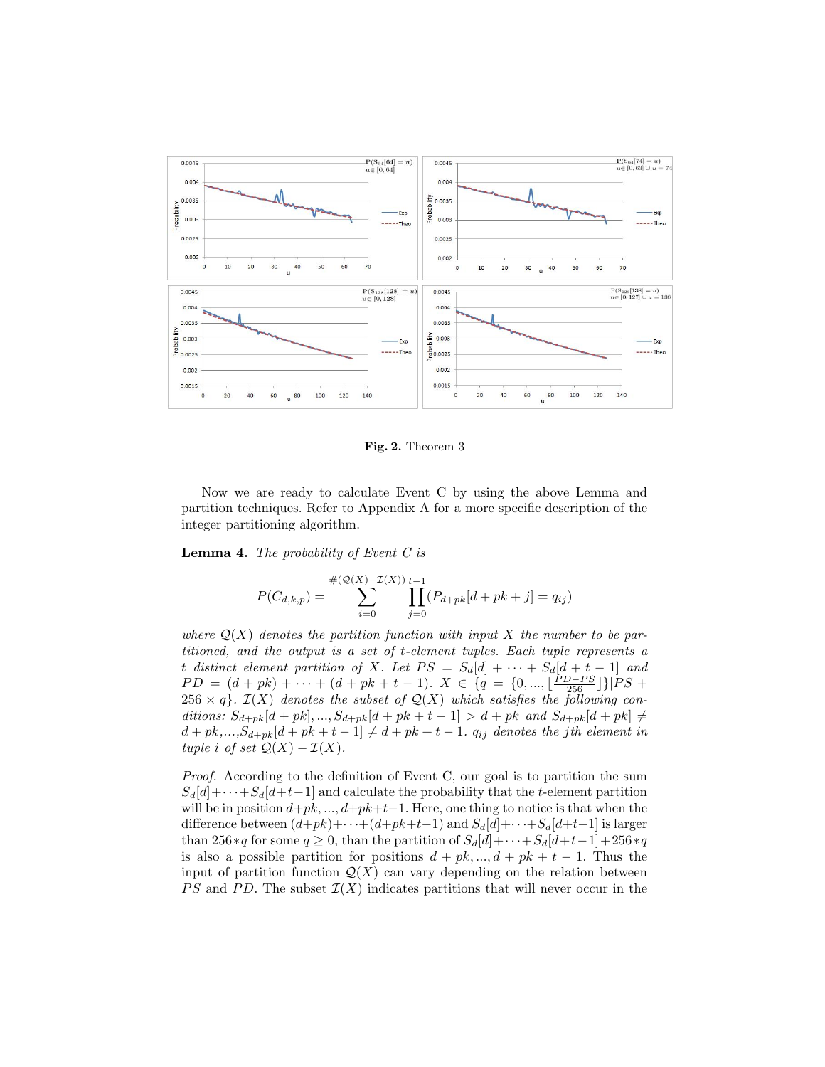**Fig. 2.** Theorem 3

Now we are ready to calculate Event C by using the above Lemma and partition techniques. Refer to Appendix A for a more specific description of the integer partitioning algorithm.

**Lemma 4.** *The probability of Event C is*

$$P(C_{d,k,p}) = \sum_{i=0}^{\#(\mathcal{Q}(X)-\mathcal{I}(X))} \prod_{j=0}^{t-1} (P_{d+pk}[d+pk+j] = q_{ij})$$

*where $\mathcal{Q}(X)$ denotes the partition function with input $X$ the number to be partitioned, and the output is a set of $t$-element tuples. Each tuple represents a $t$ distinct element partition of $X$. Let $PS = S_d[d] + \cdots + S_d[d+t-1]$ and $PD = (d+pk) + \cdots + (d+pk+t-1)$. $X \in \{q = \{0, ..., \lfloor \frac{PD-PS}{256} \rfloor\} | PS + 256 \times q\}$. $\mathcal{I}(X)$ denotes the subset of $\mathcal{Q}(X)$ which satisfies the following conditions: $S_{d+pk}[d+pk], ..., S_{d+pk}[d+pk+t-1] > d+pk$ and $S_{d+pk}[d+pk] \neq d+pk$,...,$S_{d+pk}[d+pk+t-1] \neq d+pk+t-1$. $q_{ij}$ denotes the $j$th element in tuple $i$ of set $\mathcal{Q}(X) - \mathcal{I}(X)$.*

*Proof.* According to the definition of Event C, our goal is to partition the sum $S_d[d]+\cdots+S_d[d+t-1]$ and calculate the probability that the $t$-element partition will be in position $d+pk, ..., d+pk+t-1$. Here, one thing to notice is that when the difference between $(d+pk)+\cdots+(d+pk+t-1)$ and $S_d[d]+\cdots+S_d[d+t-1]$ is larger than $256*q$ for some $q \geq 0$, than the partition of $S_d[d]+\cdots+S_d[d+t-1]+256*q$ is also a possible partition for positions $d+pk, ..., d+pk+t-1$. Thus the input of partition function $\mathcal{Q}(X)$ can vary depending on the relation between $PS$ and $PD$. The subset $\mathcal{I}(X)$ indicates partitions that will never occur in the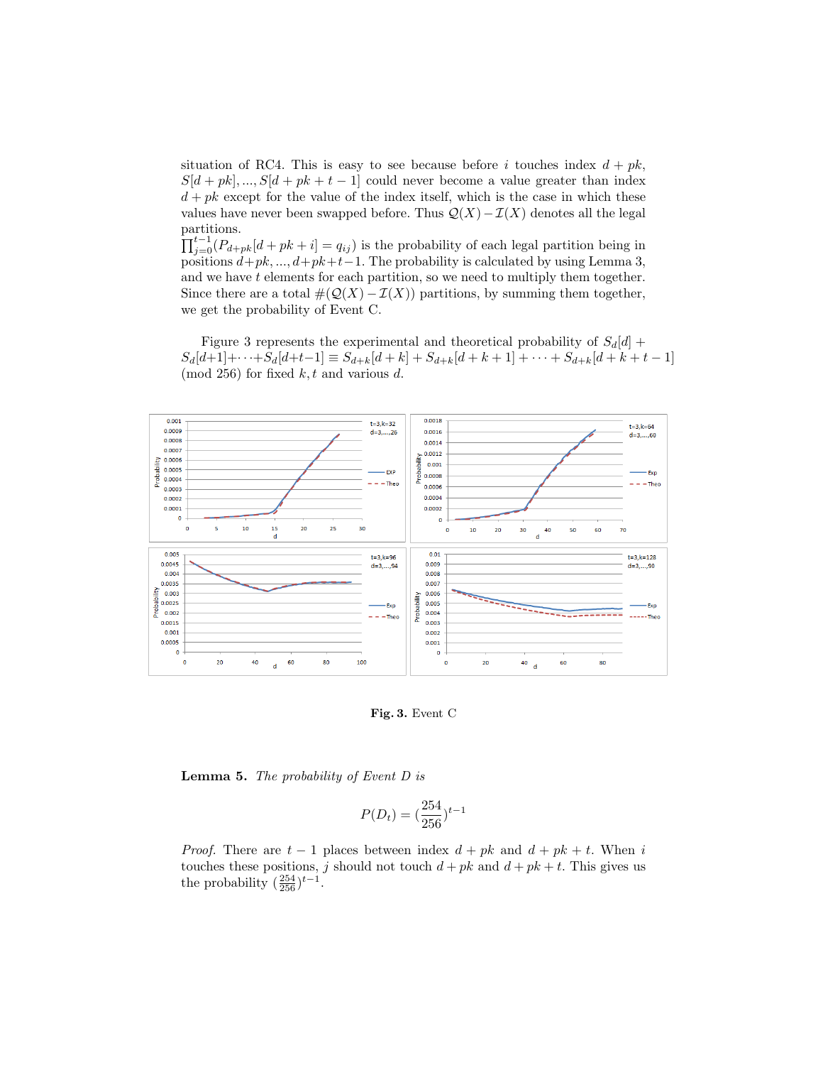situation of RC4. This is easy to see because before $i$ touches index $d+pk$, $S[d+pk], ..., S[d+pk+t-1]$ could never become a value greater than index $d+pk$ except for the value of the index itself, which is the case in which these values have never been swapped before. Thus $\mathcal{Q}(X) - \mathcal{I}(X)$ denotes all the legal partitions.

$\prod_{j=0}^{t-1}(P_{d+pk}[d+pk+i] = q_{ij})$ is the probability of each legal partition being in positions $d+pk, ..., d+pk+t-1$. The probability is calculated by using Lemma 3, and we have $t$ elements for each partition, so we need to multiply them together. Since there are a total $\#(\mathcal{Q}(X) - \mathcal{I}(X))$ partitions, by summing them together, we get the probability of Event C.

Figure 3 represents the experimental and theoretical probability of $S_d[d] + S_d[d+1] + \cdots + S_d[d+t-1] \equiv S_{d+k}[d+k] + S_{d+k}[d+k+1] + \cdots + S_{d+k}[d+k+t-1] \pmod{256}$ for fixed $k, t$ and various $d$.

**Fig. 3.** Event C

**Lemma 5.** *The probability of Event D is*

$$P(D_t) = (\frac{254}{256})^{t-1}$$

*Proof.* There are $t-1$ places between index $d+pk$ and $d+pk+t$. When $i$ touches these positions, $j$ should not touch $d+pk$ and $d+pk+t$. This gives us the probability $(\frac{254}{256})^{t-1}$.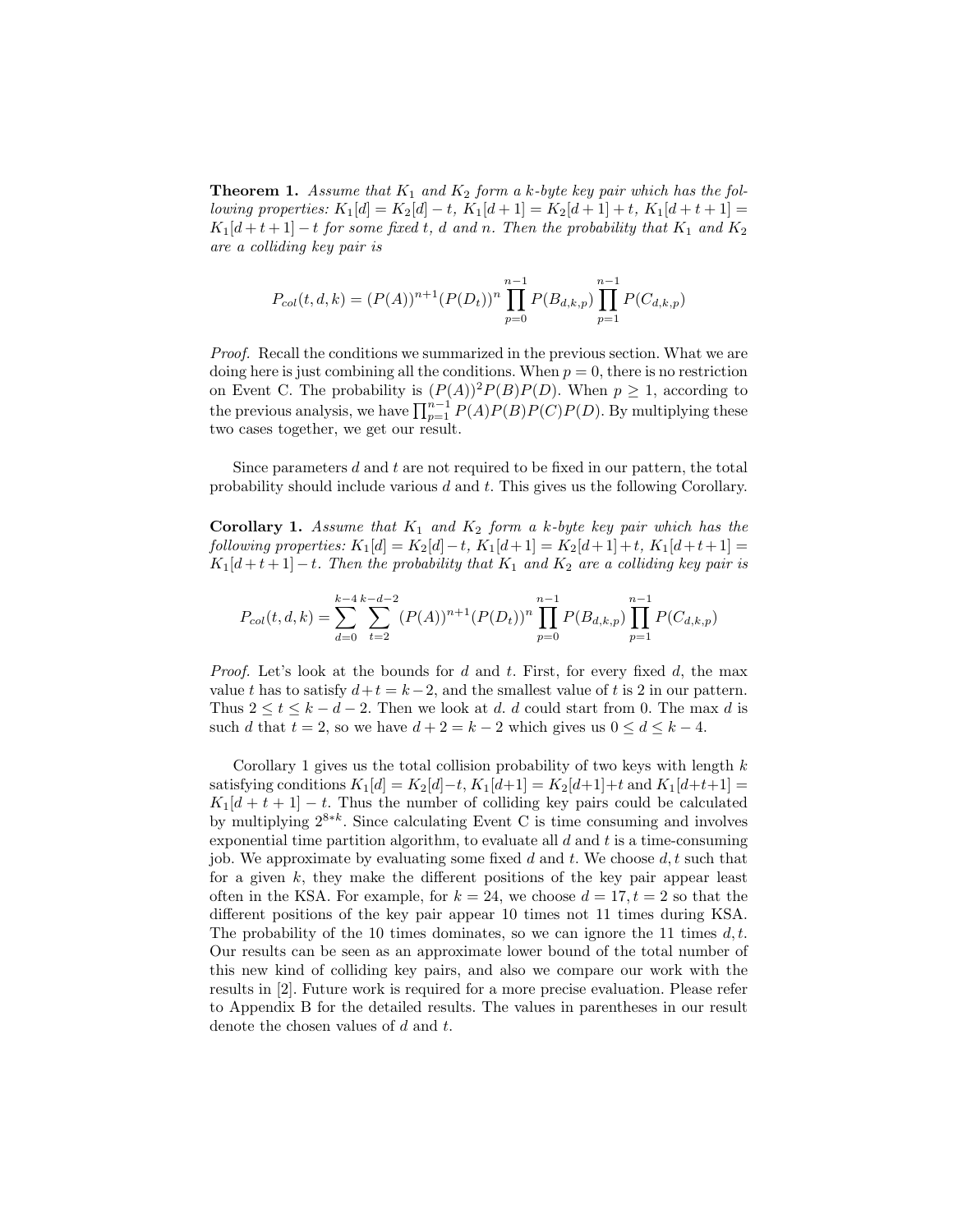**Theorem 1.** *Assume that $K_1$ and $K_2$ form a k-byte key pair which has the following properties: $K_1[d] = K_2[d] - t$, $K_1[d+1] = K_2[d+1] + t$, $K_1[d+t+1] = K_1[d+t+1] - t$ for some fixed $t$, $d$ and $n$. Then the probability that $K_1$ and $K_2$ are a colliding key pair is*

$$P_{col}(t, d, k) = (P(A))^{n+1}(P(D_t))^n \prod_{p=0}^{n-1} P(B_{d,k,p}) \prod_{p=1}^{n-1} P(C_{d,k,p})$$

*Proof.* Recall the conditions we summarized in the previous section. What we are doing here is just combining all the conditions. When $p = 0$, there is no restriction on Event C. The probability is $(P(A))^2 P(B)P(D)$. When $p \geq 1$, according to the previous analysis, we have $\prod_{p=1}^{n-1} P(A)P(B)P(C)P(D)$. By multiplying these two cases together, we get our result.

Since parameters $d$ and $t$ are not required to be fixed in our pattern, the total probability should include various $d$ and $t$. This gives us the following Corollary.

**Corollary 1.** *Assume that $K_1$ and $K_2$ form a k-byte key pair which has the following properties: $K_1[d] = K_2[d] - t$, $K_1[d+1] = K_2[d+1] + t$, $K_1[d+t+1] = K_1[d+t+1] - t$. Then the probability that $K_1$ and $K_2$ are a colliding key pair is*

$$P_{col}(t, d, k) = \sum_{d=0}^{k-4} \sum_{t=2}^{k-d-2} (P(A))^{n+1}(P(D_t))^n \prod_{p=0}^{n-1} P(B_{d,k,p}) \prod_{p=1}^{n-1} P(C_{d,k,p})$$

*Proof.* Let's look at the bounds for $d$ and $t$. First, for every fixed $d$, the max value $t$ has to satisfy $d + t = k - 2$, and the smallest value of $t$ is 2 in our pattern. Thus $2 \leq t \leq k - d - 2$. Then we look at $d$. $d$ could start from 0. The max $d$ is such $d$ that $t = 2$, so we have $d + 2 = k - 2$ which gives us $0 \leq d \leq k - 4$.

Corollary 1 gives us the total collision probability of two keys with length $k$ satisfying conditions $K_1[d] = K_2[d] - t$, $K_1[d+1] = K_2[d+1] + t$ and $K_1[d+t+1] = K_1[d+t+1] - t$. Thus the number of colliding key pairs could be calculated by multiplying $2^{8*k}$. Since calculating Event C is time consuming and involves exponential time partition algorithm, to evaluate all $d$ and $t$ is a time-consuming job. We approximate by evaluating some fixed $d$ and $t$. We choose $d, t$ such that for a given $k$, they make the different positions of the key pair appear least often in the KSA. For example, for $k = 24$, we choose $d = 17, t = 2$ so that the different positions of the key pair appear 10 times not 11 times during KSA. The probability of the 10 times dominates, so we can ignore the 11 times $d, t$. Our results can be seen as an approximate lower bound of the total number of this new kind of colliding key pairs, and also we compare our work with the results in [2]. Future work is required for a more precise evaluation. Please refer to Appendix B for the detailed results. The values in parentheses in our result denote the chosen values of $d$ and $t$.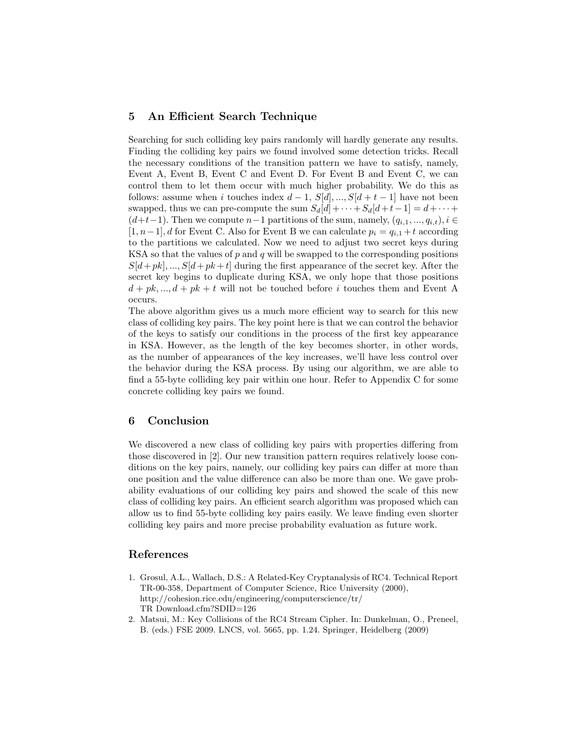## 5 An Efficient Search Technique

Searching for such colliding key pairs randomly will hardly generate any results. Finding the colliding key pairs we found involved some detection tricks. Recall the necessary conditions of the transition pattern we have to satisfy, namely, Event A, Event B, Event C and Event D. For Event B and Event C, we can control them to let them occur with much higher probability. We do this as follows: assume when $i$ touches index $d-1$, $S[d], ..., S[d+t-1]$ have not been swapped, thus we can pre-compute the sum $S_d[d] + \cdots + S_d[d+t-1] = d + \cdots + (d+t-1)$. Then we compute $n-1$ partitions of the sum, namely, $(q_{i,1}, ..., q_{i,t}), i \in [1, n-1], d$ for Event C. Also for Event B we can calculate $p_i = q_{i,1} + t$ according to the partitions we calculated. Now we need to adjust two secret keys during KSA so that the values of $p$ and $q$ will be swapped to the corresponding positions $S[d+pk], ..., S[d+pk+t]$ during the first appearance of the secret key. After the secret key begins to duplicate during KSA, we only hope that those positions $d+pk, ..., d+pk+t$ will not be touched before $i$ touches them and Event A occurs.

The above algorithm gives us a much more efficient way to search for this new class of colliding key pairs. The key point here is that we can control the behavior of the keys to satisfy our conditions in the process of the first key appearance in KSA. However, as the length of the key becomes shorter, in other words, as the number of appearances of the key increases, we'll have less control over the behavior during the KSA process. By using our algorithm, we are able to find a 55-byte colliding key pair within one hour. Refer to Appendix C for some concrete colliding key pairs we found.

## 6 Conclusion

We discovered a new class of colliding key pairs with properties differing from those discovered in [2]. Our new transition pattern requires relatively loose conditions on the key pairs, namely, our colliding key pairs can differ at more than one position and the value difference can also be more than one. We gave probability evaluations of our colliding key pairs and showed the scale of this new class of colliding key pairs. An efficient search algorithm was proposed which can allow us to find 55-byte colliding key pairs easily. We leave finding even shorter colliding key pairs and more precise probability evaluation as future work.

## References

1. Grosul, A.L., Wallach, D.S.: A Related-Key Cryptanalysis of RC4. Technical Report TR-00-358, Department of Computer Science, Rice University (2000), http://cohesion.rice.edu/engineering/computerscience/tr/TR Download.cfm?SDID=126
2. Matsui, M.: Key Collisions of the RC4 Stream Cipher. In: Dunkelman, O., Preneel, B. (eds.) FSE 2009. LNCS, vol. 5665, pp. 1.24. Springer, Heidelberg (2009)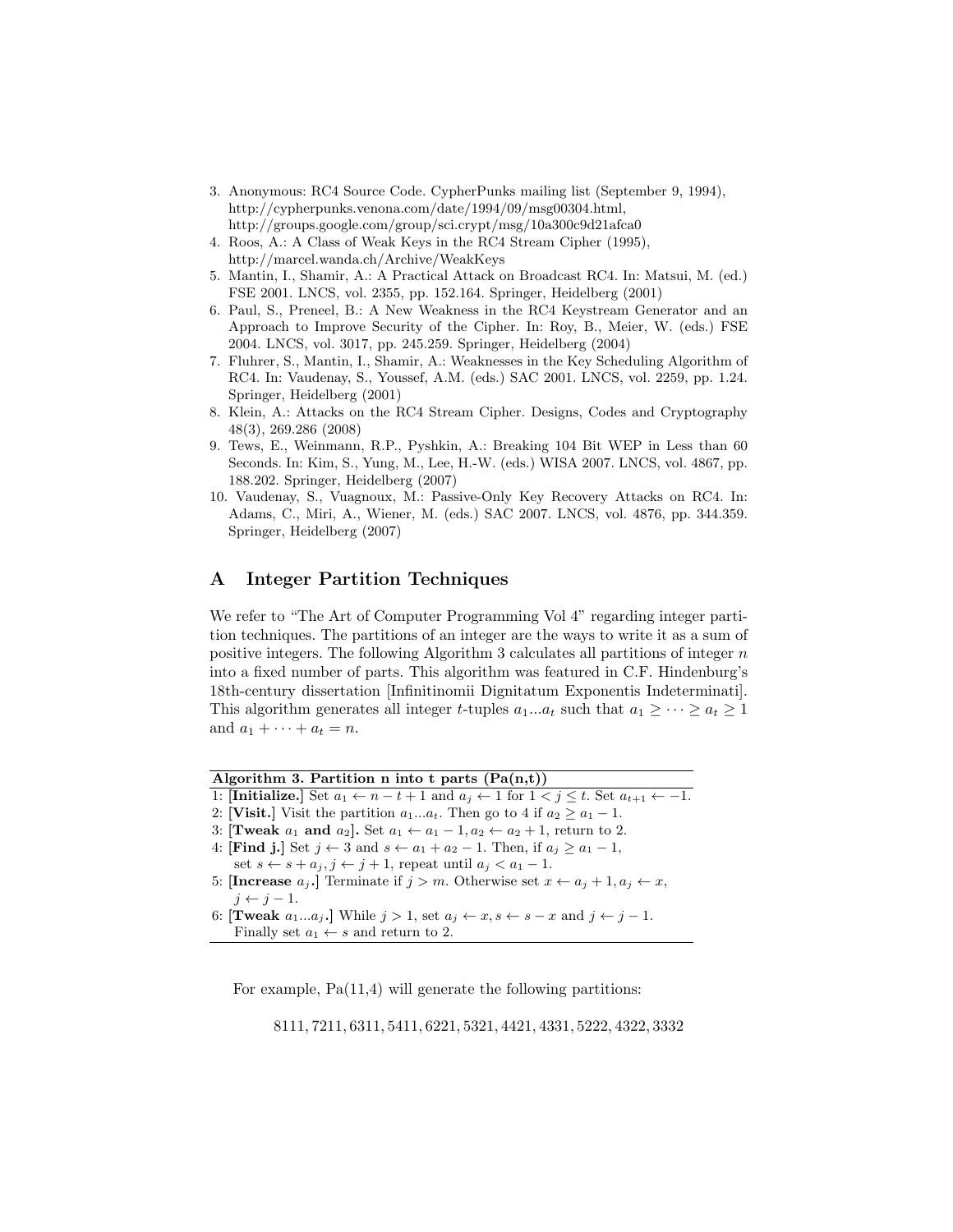3. Anonymous: RC4 Source Code. CypherPunks mailing list (September 9, 1994), http://cypherpunks.venona.com/date/1994/09/msg00304.html, http://groups.google.com/group/sci.crypt/msg/10a300c9d21afca0
4. Roos, A.: A Class of Weak Keys in the RC4 Stream Cipher (1995), http://marcel.wanda.ch/Archive/WeakKeys
5. Mantin, I., Shamir, A.: A Practical Attack on Broadcast RC4. In: Matsui, M. (ed.) FSE 2001. LNCS, vol. 2355, pp. 152.164. Springer, Heidelberg (2001)
6. Paul, S., Preneel, B.: A New Weakness in the RC4 Keystream Generator and an Approach to Improve Security of the Cipher. In: Roy, B., Meier, W. (eds.) FSE 2004. LNCS, vol. 3017, pp. 245.259. Springer, Heidelberg (2004)
7. Fluhrer, S., Mantin, I., Shamir, A.: Weaknesses in the Key Scheduling Algorithm of RC4. In: Vaudenay, S., Youssef, A.M. (eds.) SAC 2001. LNCS, vol. 2259, pp. 1.24. Springer, Heidelberg (2001)
8. Klein, A.: Attacks on the RC4 Stream Cipher. Designs, Codes and Cryptography 48(3), 269.286 (2008)
9. Tews, E., Weinmann, R.P., Pyshkin, A.: Breaking 104 Bit WEP in Less than 60 Seconds. In: Kim, S., Yung, M., Lee, H.-W. (eds.) WISA 2007. LNCS, vol. 4867, pp. 188.202. Springer, Heidelberg (2007)
10. Vaudenay, S., Vuagnoux, M.: Passive-Only Key Recovery Attacks on RC4. In: Adams, C., Miri, A., Wiener, M. (eds.) SAC 2007. LNCS, vol. 4876, pp. 344.359. Springer, Heidelberg (2007)

## A Integer Partition Techniques

We refer to "The Art of Computer Programming Vol 4" regarding integer partition techniques. The partitions of an integer are the ways to write it as a sum of positive integers. The following Algorithm 3 calculates all partitions of integer $n$ into a fixed number of parts. This algorithm was featured in C.F. Hindenburg's 18th-century dissertation [Infinitinomii Dignitatum Exponentis Indeterminati]. This algorithm generates all integer $t$-tuples $a_1...a_t$ such that $a_1 \geq \cdots \geq a_t \geq 1$ and $a_1 + \cdots + a_t = n$.

**Algorithm 3. Partition n into t parts (Pa(n,t))**

1: **[Initialize.]** Set $a_1 \leftarrow n - t + 1$ and $a_j \leftarrow 1$ for $1 < j \leq t$. Set $a_{t+1} \leftarrow -1$.
2: **[Visit.]** Visit the partition $a_1...a_t$. Then go to 4 if $a_2 \geq a_1 - 1$.
3: **[Tweak $a_1$ and $a_2$].** Set $a_1 \leftarrow a_1 - 1, a_2 \leftarrow a_2 + 1$, return to 2.
4: **[Find j.]** Set $j \leftarrow 3$ and $s \leftarrow a_1 + a_2 - 1$. Then, if $a_j \geq a_1 - 1$, set $s \leftarrow s + a_j, j \leftarrow j + 1$, repeat until $a_j < a_1 - 1$.
5: **[Increase $a_j$.]** Terminate if $j > m$. Otherwise set $x \leftarrow a_j + 1, a_j \leftarrow x$, $j \leftarrow j - 1$.
6: **[Tweak $a_1...a_j$.]** While $j > 1$, set $a_j \leftarrow x, s \leftarrow s - x$ and $j \leftarrow j - 1$. Finally set $a_1 \leftarrow s$ and return to 2.

For example, Pa(11,4) will generate the following partitions:

$$8111, 7211, 6311, 5411, 6221, 5321, 4421, 4331, 5222, 4322, 3332$$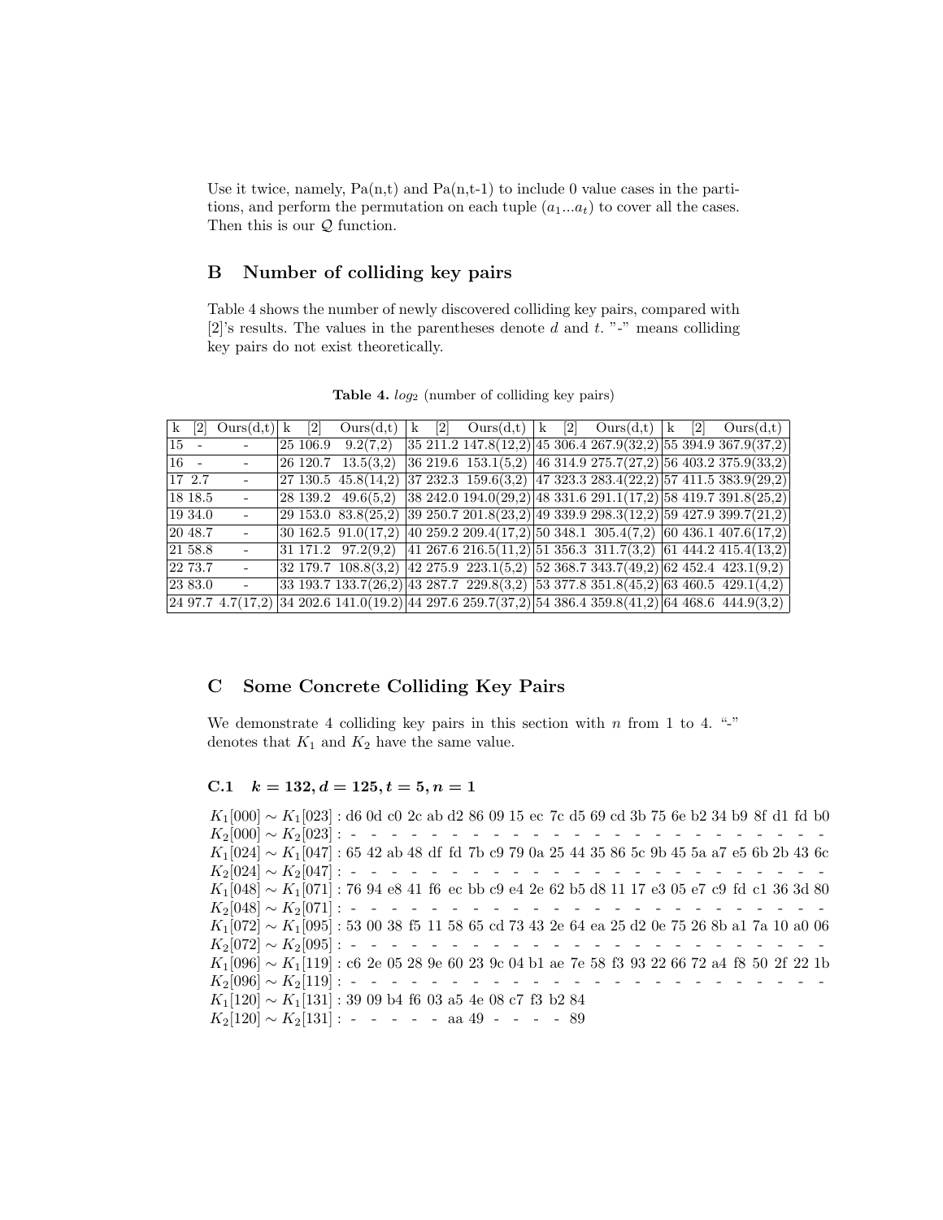Use it twice, namely, Pa(n,t) and Pa(n,t-1) to include 0 value cases in the partitions, and perform the permutation on each tuple $(a_1...a_t)$ to cover all the cases. Then this is our $\mathcal{Q}$ function.

## B Number of colliding key pairs

Table 4 shows the number of newly discovered colliding key pairs, compared with [2]'s results. The values in the parentheses denote $d$ and $t$. "-" means colliding key pairs do not exist theoretically.

**Table 4.** $log_2$ (number of colliding key pairs)

| k | [2] | Ours(d,t) | k | [2] | Ours(d,t) | k | [2] | Ours(d,t) | k | [2] | Ours(d,t) | k | [2] | Ours(d,t) |
|---|---|---|---|---|---|---|---|---|---|---|---|---|---|---|
| 15 | - | - | 25 | 106.9 | 9.2(7,2) | 35 | 211.2 | 147.8(12,2) | 45 | 306.4 | 267.9(32,2) | 55 | 394.9 | 367.9(37,2) |
| 16 | - | - | 26 | 120.7 | 13.5(3,2) | 36 | 219.6 | 153.1(5,2) | 46 | 314.9 | 275.7(27,2) | 56 | 403.2 | 375.9(33,2) |
| 17 | 2.7 | - | 27 | 130.5 | 45.8(14,2) | 37 | 232.3 | 159.6(3,2) | 47 | 323.3 | 283.4(22,2) | 57 | 411.5 | 383.9(29,2) |
| 18 | 18.5 | - | 28 | 139.2 | 49.6(5,2) | 38 | 242.0 | 194.0(29,2) | 48 | 331.6 | 291.1(17,2) | 58 | 419.7 | 391.8(25,2) |
| 19 | 34.0 | - | 29 | 153.0 | 83.8(25,2) | 39 | 250.7 | 201.8(23,2) | 49 | 339.9 | 298.3(12,2) | 59 | 427.9 | 399.7(21,2) |
| 20 | 48.7 | - | 30 | 162.5 | 91.0(17,2) | 40 | 259.2 | 209.4(17,2) | 50 | 348.1 | 305.4(7,2) | 60 | 436.1 | 407.6(17,2) |
| 21 | 58.8 | - | 31 | 171.2 | 97.2(9,2) | 41 | 267.6 | 216.5(11,2) | 51 | 356.3 | 311.7(3,2) | 61 | 444.2 | 415.4(13,2) |
| 22 | 73.7 | - | 32 | 179.7 | 108.8(3,2) | 42 | 275.9 | 223.1(5,2) | 52 | 368.7 | 343.7(49,2) | 62 | 452.4 | 423.1(9,2) |
| 23 | 83.0 | - | 33 | 193.7 | 133.7(26,2) | 43 | 287.7 | 229.8(3,2) | 53 | 377.8 | 351.8(45,2) | 63 | 460.5 | 429.1(4,2) |
| 24 | 97.7 | 4.7(17,2) | 34 | 202.6 | 141.0(19.2) | 44 | 297.6 | 259.7(37,2) | 54 | 386.4 | 359.8(41,2) | 64 | 468.6 | 444.9(3,2) |

## C Some Concrete Colliding Key Pairs

We demonstrate 4 colliding key pairs in this section with $n$ from 1 to 4. "-" denotes that $K_1$ and $K_2$ have the same value.

### C.1 $k = 132, d = 125, t = 5, n = 1$

$K_1[000] \sim K_1[023]$ : d6 0d c0 2c ab d2 86 09 15 ec 7c d5 69 cd 3b 75 6e b2 34 b9 8f d1 fd b0
$K_2[000] \sim K_2[023]$ : - - - - - - - - - - - - - - - - - - - - - - - -
$K_1[024] \sim K_1[047]$ : 65 42 ab 48 df fd 7b c9 79 0a 25 44 35 86 5c 9b 45 5a a7 e5 6b 2b 43 6c
$K_2[024] \sim K_2[047]$ : - - - - - - - - - - - - - - - - - - - - - - - -
$K_1[048] \sim K_1[071]$ : 76 94 e8 41 f6 ec bb c9 e4 2e 62 b5 d8 11 17 e3 05 e7 c9 fd c1 36 3d 80
$K_2[048] \sim K_2[071]$ : - - - - - - - - - - - - - - - - - - - - - - - -
$K_1[072] \sim K_1[095]$ : 53 00 38 f5 11 58 65 cd 73 43 2e 64 ea 25 d2 0e 75 26 8b a1 7a 10 a0 06
$K_2[072] \sim K_2[095]$ : - - - - - - - - - - - - - - - - - - - - - - - -
$K_1[096] \sim K_1[119]$ : c6 2e 05 28 9e 60 23 9c 04 b1 ae 7e 58 f3 93 22 66 72 a4 f8 50 2f 22 1b
$K_2[096] \sim K_2[119]$ : - - - - - - - - - - - - - - - - - - - - - - - -
$K_1[120] \sim K_1[131]$ : 39 09 b4 f6 03 a5 4e 08 c7 f3 b2 84
$K_2[120] \sim K_2[131]$ : - - - - - - aa 49 - - - - 89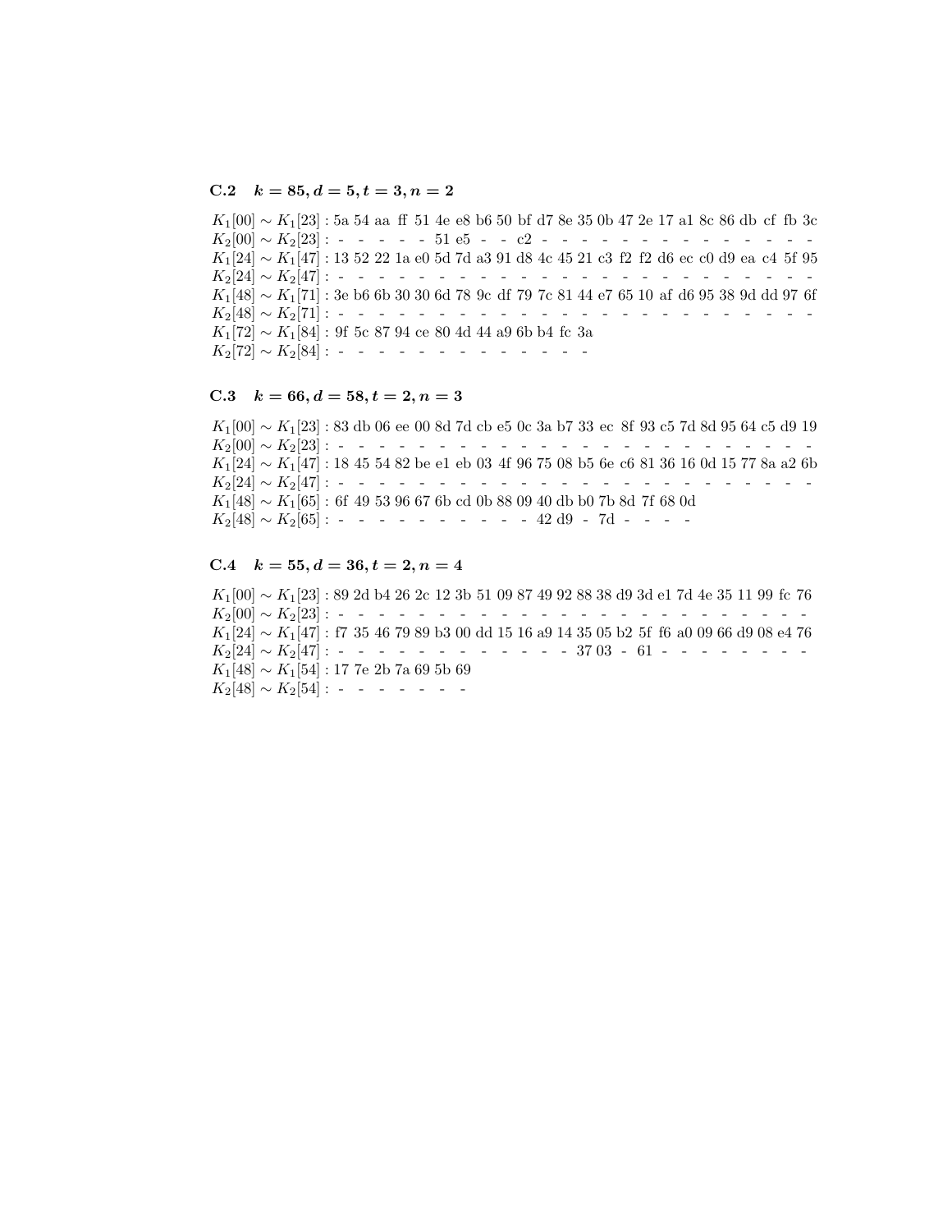### C.2 $k = 85, d = 5, t = 3, n = 2$

$K_1[00] \sim K_1[23]$ : 5a 54 aa ff 51 4e e8 b6 50 bf d7 8e 35 0b 47 2e 17 a1 8c 86 db cf fb 3c
$K_2[00] \sim K_2[23]$ : - - - - - - 51 e5 - - - c2 - - - - - - - - - - - -
$K_1[24] \sim K_1[47]$ : 13 52 22 1a e0 5d 7d a3 91 d8 4c 45 21 c3 f2 f2 d6 ec c0 d9 ea c4 5f 95
$K_2[24] \sim K_2[47]$ : - - - - - - - - - - - - - - - - - - - - - - - -
$K_1[48] \sim K_1[71]$ : 3e b6 6b 30 30 6d 78 9c df 79 7c 81 44 e7 65 10 af d6 95 38 9d dd 97 6f
$K_2[48] \sim K_2[71]$ : - - - - - - - - - - - - - - - - - - - - - - - -
$K_1[72] \sim K_1[84]$ : 9f 5c 87 94 ce 80 4d 44 a9 6b b4 fc 3a
$K_2[72] \sim K_2[84]$ : - - - - - - - - - - - - -

### C.3 $k = 66, d = 58, t = 2, n = 3$

$K_1[00] \sim K_1[23]$ : 83 db 06 ee 00 8d 7d cb e5 0c 3a b7 33 ec 8f 93 c5 7d 8d 95 64 c5 d9 19
$K_2[00] \sim K_2[23]$ : - - - - - - - - - - - - - - - - - - - - - - - -
$K_1[24] \sim K_1[47]$ : 18 45 54 82 be e1 eb 03 4f 96 75 08 b5 6e c6 81 36 16 0d 15 77 8a a2 6b
$K_2[24] \sim K_2[47]$ : - - - - - - - - - - - - - - - - - - - - - - - -
$K_1[48] \sim K_1[65]$ : 6f 49 53 96 67 6b cd 0b 88 09 40 db b0 7b 8d 7f 68 0d
$K_2[48] \sim K_2[65]$ : - - - - - - - - - - 42 d9 - 7d - - - -

### C.4 $k = 55, d = 36, t = 2, n = 4$

$K_1[00] \sim K_1[23]$ : 89 2d b4 26 2c 12 3b 51 09 87 49 92 88 38 d9 3d e1 7d 4e 35 11 99 fc 76
$K_2[00] \sim K_2[23]$ : - - - - - - - - - - - - - - - - - - - - - - - -
$K_1[24] \sim K_1[47]$ : f7 35 46 79 89 b3 00 dd 15 16 a9 14 35 05 b2 5f f6 a0 09 66 d9 08 e4 76
$K_2[24] \sim K_2[47]$ : - - - - - - - - - - - - 37 03 - 61 - - - - - - - -
$K_1[48] \sim K_1[54]$ : 17 7e 2b 7a 69 5b 69
$K_2[48] \sim K_2[54]$ : - - - - - - -